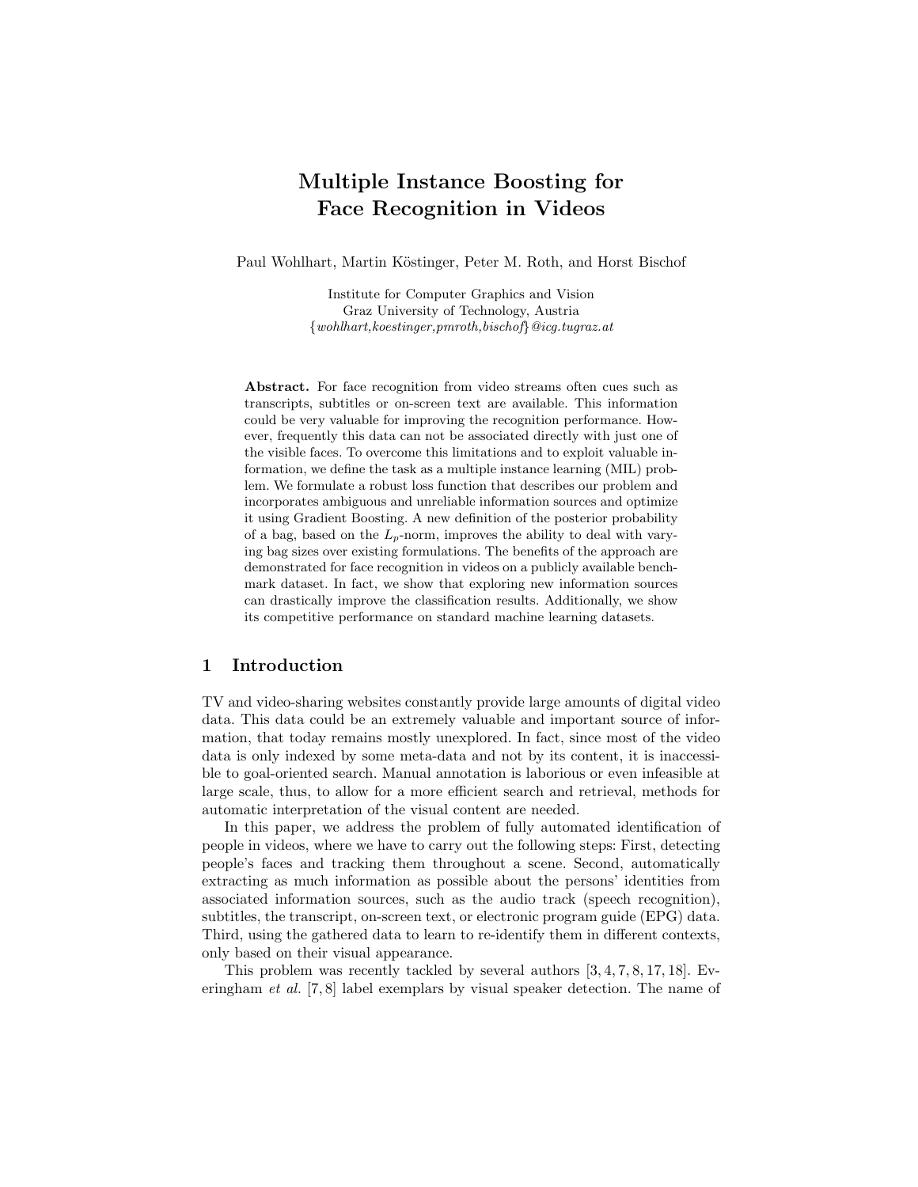# Multiple Instance Boosting for Face Recognition in Videos

Paul Wohlhart, Martin Köstinger, Peter M. Roth, and Horst Bischof

Institute for Computer Graphics and Vision
Graz University of Technology, Austria
{*wohlhart,koestinger,pmroth,bischof*}*@icg.tugraz.at*

**Abstract.** For face recognition from video streams often cues such as transcripts, subtitles or on-screen text are available. This information could be very valuable for improving the recognition performance. However, frequently this data can not be associated directly with just one of the visible faces. To overcome this limitations and to exploit valuable information, we define the task as a multiple instance learning (MIL) problem. We formulate a robust loss function that describes our problem and incorporates ambiguous and unreliable information sources and optimize it using Gradient Boosting. A new definition of the posterior probability of a bag, based on the $L_p$-norm, improves the ability to deal with varying bag sizes over existing formulations. The benefits of the approach are demonstrated for face recognition in videos on a publicly available benchmark dataset. In fact, we show that exploring new information sources can drastically improve the classification results. Additionally, we show its competitive performance on standard machine learning datasets.

## 1 Introduction

TV and video-sharing websites constantly provide large amounts of digital video data. This data could be an extremely valuable and important source of information, that today remains mostly unexplored. In fact, since most of the video data is only indexed by some meta-data and not by its content, it is inaccessible to goal-oriented search. Manual annotation is laborious or even infeasible at large scale, thus, to allow for a more efficient search and retrieval, methods for automatic interpretation of the visual content are needed.

In this paper, we address the problem of fully automated identification of people in videos, where we have to carry out the following steps: First, detecting people's faces and tracking them throughout a scene. Second, automatically extracting as much information as possible about the persons' identities from associated information sources, such as the audio track (speech recognition), subtitles, the transcript, on-screen text, or electronic program guide (EPG) data. Third, using the gathered data to learn to re-identify them in different contexts, only based on their visual appearance.

This problem was recently tackled by several authors [3, 4, 7, 8, 17, 18]. Everingham *et al.* [7, 8] label exemplars by visual speaker detection. The name of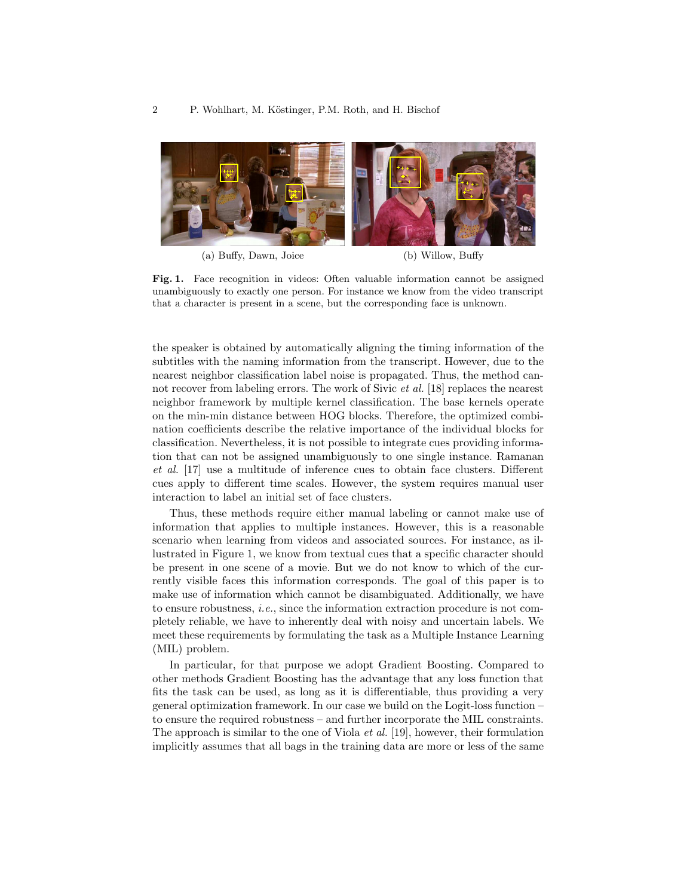(a) Buffy, Dawn, Joice

(b) Willow, Buffy

**Fig. 1.** Face recognition in videos: Often valuable information cannot be assigned unambiguously to exactly one person. For instance we know from the video transcript that a character is present in a scene, but the corresponding face is unknown.

the speaker is obtained by automatically aligning the timing information of the subtitles with the naming information from the transcript. However, due to the nearest neighbor classification label noise is propagated. Thus, the method cannot recover from labeling errors. The work of Sivic *et al.* [18] replaces the nearest neighbor framework by multiple kernel classification. The base kernels operate on the min-min distance between HOG blocks. Therefore, the optimized combination coefficients describe the relative importance of the individual blocks for classification. Nevertheless, it is not possible to integrate cues providing information that can not be assigned unambiguously to one single instance. Ramanan *et al.* [17] use a multitude of inference cues to obtain face clusters. Different cues apply to different time scales. However, the system requires manual user interaction to label an initial set of face clusters.

Thus, these methods require either manual labeling or cannot make use of information that applies to multiple instances. However, this is a reasonable scenario when learning from videos and associated sources. For instance, as illustrated in Figure 1, we know from textual cues that a specific character should be present in one scene of a movie. But we do not know to which of the currently visible faces this information corresponds. The goal of this paper is to make use of information which cannot be disambiguated. Additionally, we have to ensure robustness, *i.e.*, since the information extraction procedure is not completely reliable, we have to inherently deal with noisy and uncertain labels. We meet these requirements by formulating the task as a Multiple Instance Learning (MIL) problem.

In particular, for that purpose we adopt Gradient Boosting. Compared to other methods Gradient Boosting has the advantage that any loss function that fits the task can be used, as long as it is differentiable, thus providing a very general optimization framework. In our case we build on the Logit-loss function – to ensure the required robustness – and further incorporate the MIL constraints. The approach is similar to the one of Viola *et al.* [19], however, their formulation implicitly assumes that all bags in the training data are more or less of the same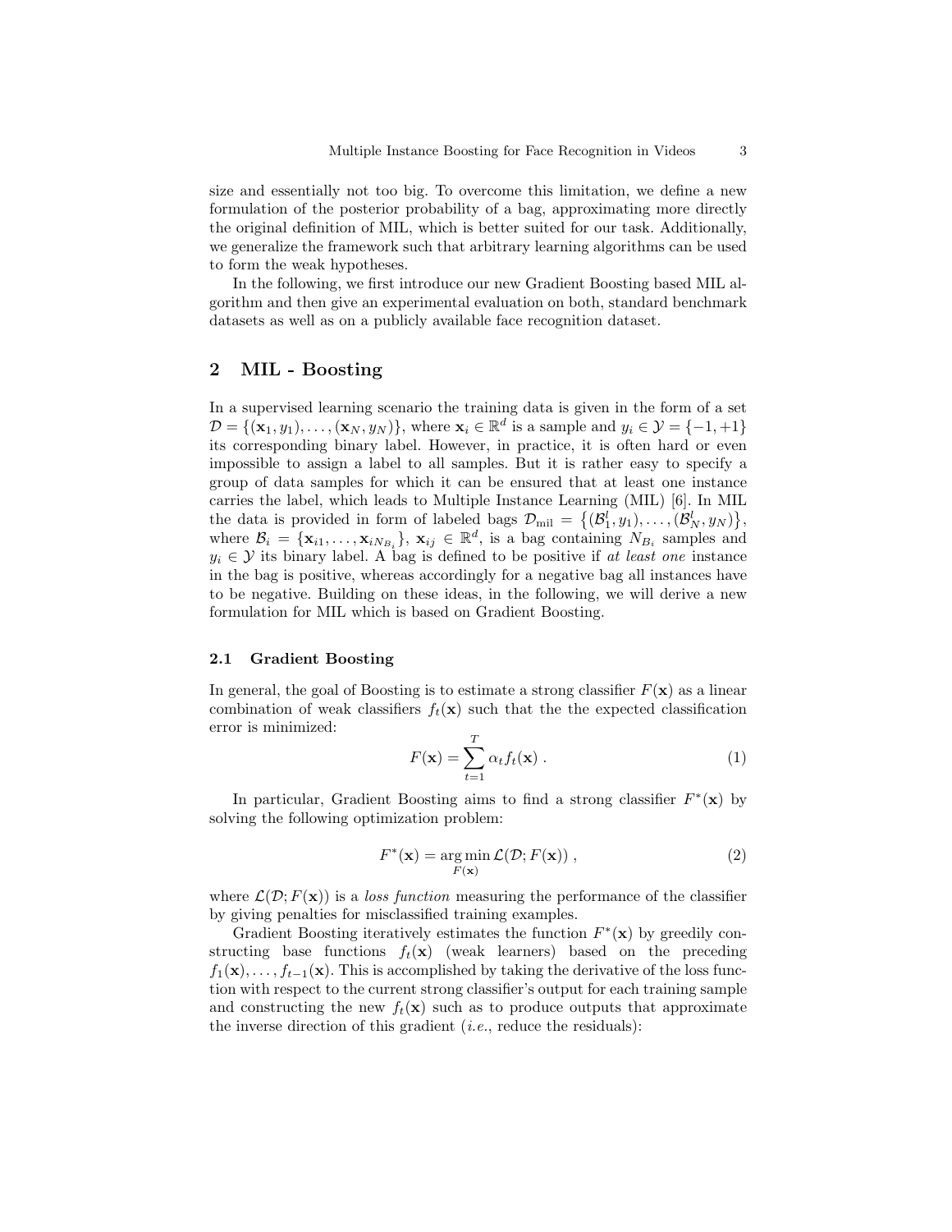size and essentially not too big. To overcome this limitation, we define a new formulation of the posterior probability of a bag, approximating more directly the original definition of MIL, which is better suited for our task. Additionally, we generalize the framework such that arbitrary learning algorithms can be used to form the weak hypotheses.

In the following, we first introduce our new Gradient Boosting based MIL algorithm and then give an experimental evaluation on both, standard benchmark datasets as well as on a publicly available face recognition dataset.

## 2 MIL - Boosting

In a supervised learning scenario the training data is given in the form of a set $\mathcal{D} = \{(\mathbf{x}_1, y_1), \ldots, (\mathbf{x}_N, y_N)\}$, where $\mathbf{x}_i \in \mathbb{R}^d$ is a sample and $y_i \in \mathcal{Y} = \{-1, +1\}$ its corresponding binary label. However, in practice, it is often hard or even impossible to assign a label to all samples. But it is rather easy to specify a group of data samples for which it can be ensured that at least one instance carries the label, which leads to Multiple Instance Learning (MIL) [6]. In MIL the data is provided in form of labeled bags $\mathcal{D}_{\text{mil}} = \{(\mathcal{B}_1^l, y_1), \ldots, (\mathcal{B}_N^l, y_N)\}$, where $\mathcal{B}_i = \{\mathbf{x}_{i1}, \ldots, \mathbf{x}_{iN_{B_i}}\}$, $\mathbf{x}_{ij} \in \mathbb{R}^d$, is a bag containing $N_{B_i}$ samples and $y_i \in \mathcal{Y}$ its binary label. A bag is defined to be positive if *at least one* instance in the bag is positive, whereas accordingly for a negative bag all instances have to be negative. Building on these ideas, in the following, we will derive a new formulation for MIL which is based on Gradient Boosting.

### 2.1 Gradient Boosting

In general, the goal of Boosting is to estimate a strong classifier $F(\mathbf{x})$ as a linear combination of weak classifiers $f_t(\mathbf{x})$ such that the the expected classification error is minimized:

$$F(\mathbf{x}) = \sum_{t=1}^{T} \alpha_t f_t(\mathbf{x}) \ . \tag{1}$$

In particular, Gradient Boosting aims to find a strong classifier $F^*(\mathbf{x})$ by solving the following optimization problem:

$$F^*(\mathbf{x}) = \operatorname*{arg\,min}_{F(\mathbf{x})} \mathcal{L}(\mathcal{D}; F(\mathbf{x})) \ , \tag{2}$$

where $\mathcal{L}(\mathcal{D}; F(\mathbf{x}))$ is a *loss function* measuring the performance of the classifier by giving penalties for misclassified training examples.

Gradient Boosting iteratively estimates the function $F^*(\mathbf{x})$ by greedily constructing base functions $f_t(\mathbf{x})$ (weak learners) based on the preceding $f_1(\mathbf{x}), \ldots, f_{t-1}(\mathbf{x})$. This is accomplished by taking the derivative of the loss function with respect to the current strong classifier's output for each training sample and constructing the new $f_t(\mathbf{x})$ such as to produce outputs that approximate the inverse direction of this gradient (*i.e.*, reduce the residuals):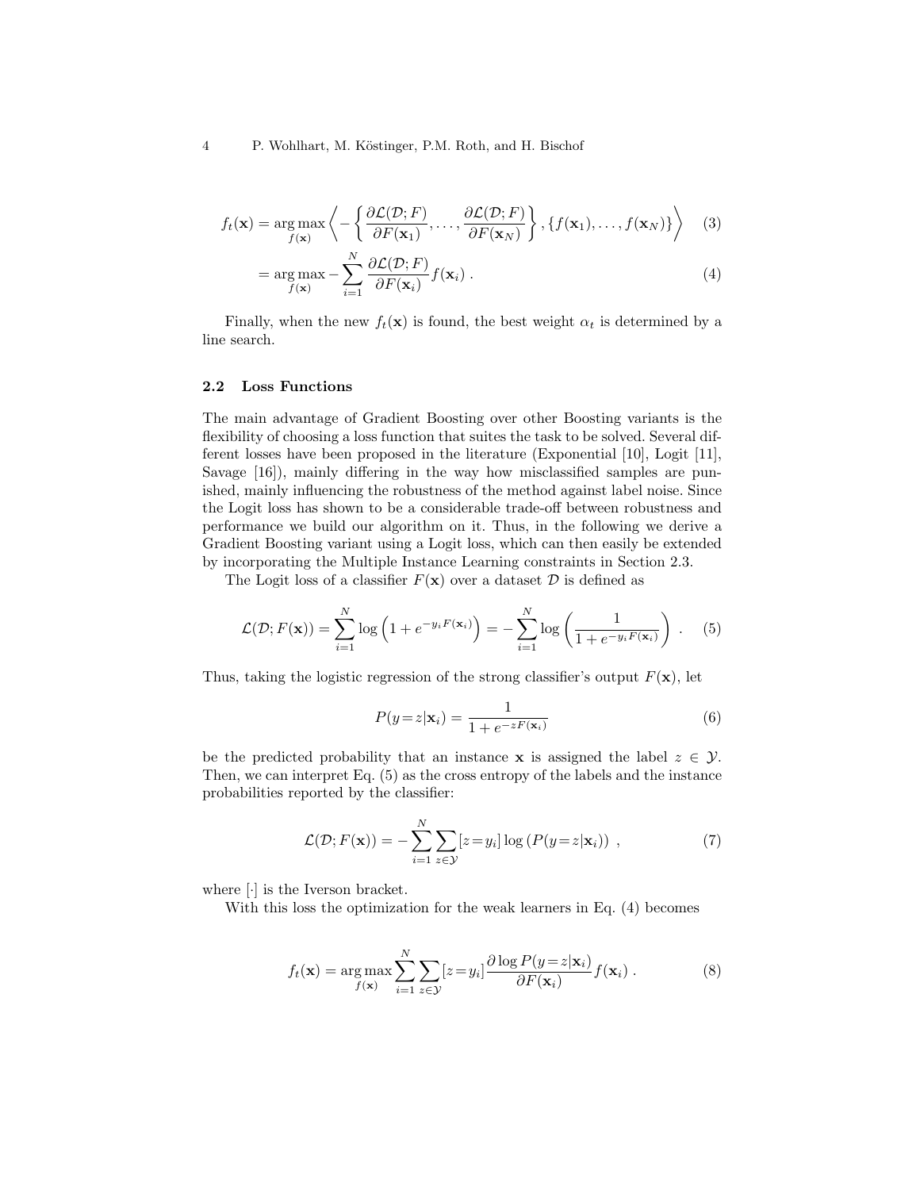$$f_t(\mathbf{x}) = \arg\max_{f(\mathbf{x})} \left\langle -\left\{ \frac{\partial \mathcal{L}(\mathcal{D}; F)}{\partial F(\mathbf{x}_1)}, \ldots, \frac{\partial \mathcal{L}(\mathcal{D}; F)}{\partial F(\mathbf{x}_N)} \right\}, \{f(\mathbf{x}_1), \ldots, f(\mathbf{x}_N)\} \right\rangle \quad (3)$$

$$= \arg\max_{f(\mathbf{x})} - \sum_{i=1}^{N} \frac{\partial \mathcal{L}(\mathcal{D}; F)}{\partial F(\mathbf{x}_i)} f(\mathbf{x}_i) \; . \quad (4)$$

Finally, when the new $f_t(\mathbf{x})$ is found, the best weight $\alpha_t$ is determined by a line search.

### 2.2 Loss Functions

The main advantage of Gradient Boosting over other Boosting variants is the flexibility of choosing a loss function that suites the task to be solved. Several different losses have been proposed in the literature (Exponential [10], Logit [11], Savage [16]), mainly differing in the way how misclassified samples are punished, mainly influencing the robustness of the method against label noise. Since the Logit loss has shown to be a considerable trade-off between robustness and performance we build our algorithm on it. Thus, in the following we derive a Gradient Boosting variant using a Logit loss, which can then easily be extended by incorporating the Multiple Instance Learning constraints in Section 2.3.

The Logit loss of a classifier $F(\mathbf{x})$ over a dataset $\mathcal{D}$ is defined as

$$\mathcal{L}(\mathcal{D}; F(\mathbf{x})) = \sum_{i=1}^{N} \log\left(1 + e^{-y_i F(\mathbf{x}_i)}\right) = - \sum_{i=1}^{N} \log\left(\frac{1}{1 + e^{-y_i F(\mathbf{x}_i)}}\right) \; . \quad (5)$$

Thus, taking the logistic regression of the strong classifier's output $F(\mathbf{x})$, let

$$P(y = z | \mathbf{x}_i) = \frac{1}{1 + e^{-z F(\mathbf{x}_i)}} \quad (6)$$

be the predicted probability that an instance $\mathbf{x}$ is assigned the label $z \in \mathcal{Y}$. Then, we can interpret Eq. (5) as the cross entropy of the labels and the instance probabilities reported by the classifier:

$$\mathcal{L}(\mathcal{D}; F(\mathbf{x})) = - \sum_{i=1}^{N} \sum_{z \in \mathcal{Y}} [z = y_i] \log\left(P(y = z | \mathbf{x}_i)\right) \; , \quad (7)$$

where $[\cdot]$ is the Iverson bracket.

With this loss the optimization for the weak learners in Eq. (4) becomes

$$f_t(\mathbf{x}) = \arg\max_{f(\mathbf{x})} \sum_{i=1}^{N} \sum_{z \in \mathcal{Y}} [z = y_i] \frac{\partial \log P(y = z | \mathbf{x}_i)}{\partial F(\mathbf{x}_i)} f(\mathbf{x}_i) \; . \quad (8)$$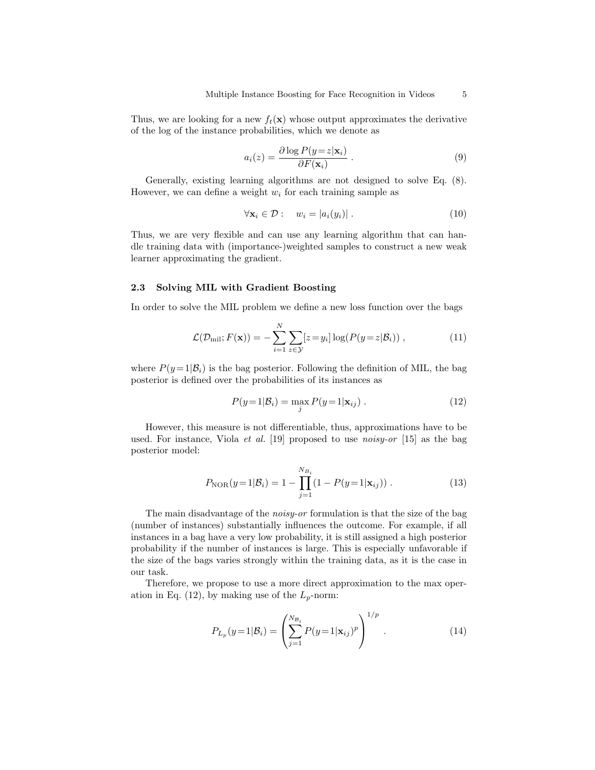Thus, we are looking for a new $f_t(\mathbf{x})$ whose output approximates the derivative of the log of the instance probabilities, which we denote as

$$a_i(z) = \frac{\partial \log P(y = z|\mathbf{x}_i)}{\partial F(\mathbf{x}_i)} \,. \tag{9}$$

Generally, existing learning algorithms are not designed to solve Eq. (8). However, we can define a weight $w_i$ for each training sample as

$$\forall \mathbf{x}_i \in \mathcal{D}: \quad w_i = |a_i(y_i)| \,. \tag{10}$$

Thus, we are very flexible and can use any learning algorithm that can handle training data with (importance-)weighted samples to construct a new weak learner approximating the gradient.

### 2.3 Solving MIL with Gradient Boosting

In order to solve the MIL problem we define a new loss function over the bags

$$\mathcal{L}(\mathcal{D}_{\text{mil}}; F(\mathbf{x})) = -\sum_{i=1}^{N} \sum_{z \in \mathcal{Y}} [z = y_i] \log(P(y = z|\mathcal{B}_i)) \,, \tag{11}$$

where $P(y = 1|\mathcal{B}_i)$ is the bag posterior. Following the definition of MIL, the bag posterior is defined over the probabilities of its instances as

$$P(y = 1|\mathcal{B}_i) = \max_j P(y = 1|\mathbf{x}_{ij}) \,. \tag{12}$$

However, this measure is not differentiable, thus, approximations have to be used. For instance, Viola *et al.* [19] proposed to use *noisy-or* [15] as the bag posterior model:

$$P_{\text{NOR}}(y = 1|\mathcal{B}_i) = 1 - \prod_{j=1}^{N_{B_i}} (1 - P(y = 1|\mathbf{x}_{ij})) \,. \tag{13}$$

The main disadvantage of the *noisy-or* formulation is that the size of the bag (number of instances) substantially influences the outcome. For example, if all instances in a bag have a very low probability, it is still assigned a high posterior probability if the number of instances is large. This is especially unfavorable if the size of the bags varies strongly within the training data, as it is the case in our task.

Therefore, we propose to use a more direct approximation to the max operation in Eq. (12), by making use of the $L_p$-norm:

$$P_{L_p}(y = 1|\mathcal{B}_i) = \left( \sum_{j=1}^{N_{\mathcal{B}_i}} P(y = 1|\mathbf{x}_{ij})^p \right)^{1/p} \,. \tag{14}$$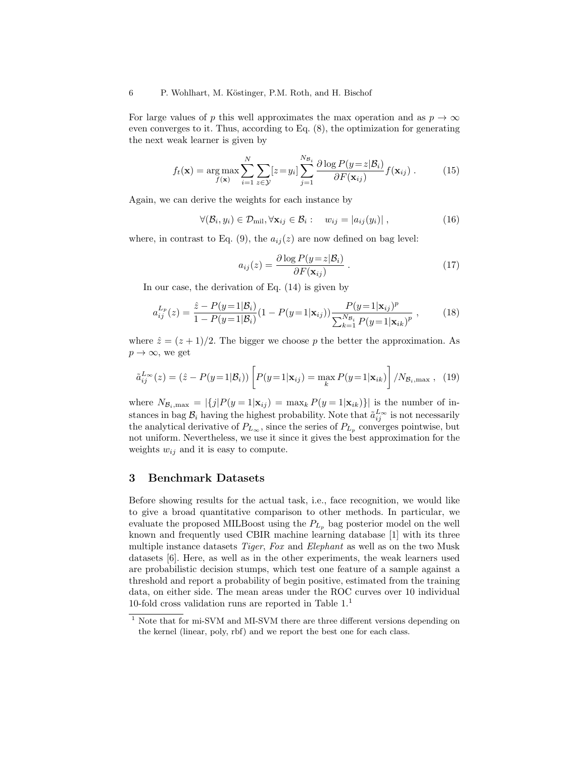For large values of $p$ this well approximates the max operation and as $p \to \infty$ even converges to it. Thus, according to Eq. (8), the optimization for generating the next weak learner is given by

$$f_t(\mathbf{x}) = \arg\max_{f(\mathbf{x})} \sum_{i=1}^{N} \sum_{z \in \mathcal{Y}} [z = y_i] \sum_{j=1}^{N_{\mathcal{B}_i}} \frac{\partial \log P(y = z | \mathcal{B}_i)}{\partial F(\mathbf{x}_{ij})} f(\mathbf{x}_{ij}) \ . \tag{15}$$

Again, we can derive the weights for each instance by

$$\forall (\mathcal{B}_i, y_i) \in \mathcal{D}_{\text{mil}}, \forall \mathbf{x}_{ij} \in \mathcal{B}_i : \quad w_{ij} = |a_{ij}(y_i)| \ , \tag{16}$$

where, in contrast to Eq. (9), the $a_{ij}(z)$ are now defined on bag level:

$$a_{ij}(z) = \frac{\partial \log P(y = z | \mathcal{B}_i)}{\partial F(\mathbf{x}_{ij})} \ . \tag{17}$$

In our case, the derivation of Eq. (14) is given by

$$a_{ij}^{L_p}(z) = \frac{\hat{z} - P(y = 1 | \mathcal{B}_i)}{1 - P(y = 1 | \mathcal{B}_i)} (1 - P(y = 1 | \mathbf{x}_{ij})) \frac{P(y = 1 | \mathbf{x}_{ij})^p}{\sum_{k=1}^{N_{\mathcal{B}_i}} P(y = 1 | \mathbf{x}_{ik})^p} \ , \tag{18}$$

where $\hat{z} = (z + 1)/2$. The bigger we choose $p$ the better the approximation. As $p \to \infty$, we get

$$\tilde{a}_{ij}^{L_\infty}(z) = (\hat{z} - P(y = 1 | \mathcal{B}_i)) \left[ P(y = 1 | \mathbf{x}_{ij}) = \max_k P(y = 1 | \mathbf{x}_{ik}) \right] / N_{\mathcal{B}_i, \max} \ , \tag{19}$$

where $N_{\mathcal{B}_i, \max} = |\{j | P(y = 1 | \mathbf{x}_{ij}) = \max_k P(y = 1 | \mathbf{x}_{ik})\}|$ is the number of instances in bag $\mathcal{B}_i$ having the highest probability. Note that $\tilde{a}_{ij}^{L_\infty}$ is not necessarily the analytical derivative of $P_{L_\infty}$, since the series of $P_{L_p}$ converges pointwise, but not uniform. Nevertheless, we use it since it gives the best approximation for the weights $w_{ij}$ and it is easy to compute.

## 3 Benchmark Datasets

Before showing results for the actual task, i.e., face recognition, we would like to give a broad quantitative comparison to other methods. In particular, we evaluate the proposed MILBoost using the $P_{L_p}$ bag posterior model on the well known and frequently used CBIR machine learning database [1] with its three multiple instance datasets *Tiger*, *Fox* and *Elephant* as well as on the two Musk datasets [6]. Here, as well as in the other experiments, the weak learners used are probabilistic decision stumps, which test one feature of a sample against a threshold and report a probability of begin positive, estimated from the training data, on either side. The mean areas under the ROC curves over 10 individual 10-fold cross validation runs are reported in Table 1.[1]

[1] Note that for mi-SVM and MI-SVM there are three different versions depending on the kernel (linear, poly, rbf) and we report the best one for each class.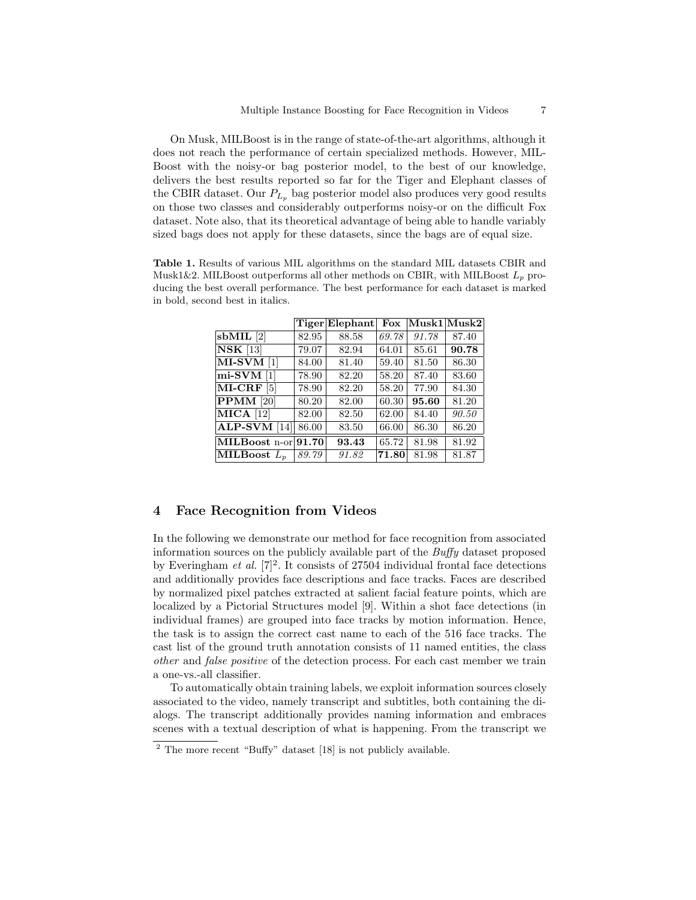On Musk, MILBoost is in the range of state-of-the-art algorithms, although it does not reach the performance of certain specialized methods. However, MILBoost with the noisy-or bag posterior model, to the best of our knowledge, delivers the best results reported so far for the Tiger and Elephant classes of the CBIR dataset. Our $P_{L_p}$ bag posterior model also produces very good results on those two classes and considerably outperforms noisy-or on the difficult Fox dataset. Note also, that its theoretical advantage of being able to handle variably sized bags does not apply for these datasets, since the bags are of equal size.

**Table 1.** Results of various MIL algorithms on the standard MIL datasets CBIR and Musk1&2. MILBoost outperforms all other methods on CBIR, with MILBoost $L_p$ producing the best overall performance. The best performance for each dataset is marked in bold, second best in italics.

| | **Tiger** | **Elephant** | **Fox** | **Musk1** | **Musk2** |
|---|---|---|---|---|---|
| **sbMIL** [2] | 82.95 | 88.58 | *69.78* | *91.78* | 87.40 |
| **NSK** [13] | 79.07 | 82.94 | 64.01 | 85.61 | **90.78** |
| **MI-SVM** [1] | 84.00 | 81.40 | 59.40 | 81.50 | 86.30 |
| **mi-SVM** [1] | 78.90 | 82.20 | 58.20 | 87.40 | 83.60 |
| **MI-CRF** [5] | 78.90 | 82.20 | 58.20 | 77.90 | 84.30 |
| **PPMM** [20] | 80.20 | 82.00 | 60.30 | **95.60** | 81.20 |
| **MICA** [12] | 82.00 | 82.50 | 62.00 | 84.40 | *90.50* |
| **ALP-SVM** [14] | 86.00 | 83.50 | 66.00 | 86.30 | 86.20 |
| **MILBoost** n-or | **91.70** | **93.43** | 65.72 | 81.98 | 81.92 |
| **MILBoost** $L_p$ | *89.79* | *91.82* | **71.80** | 81.98 | 81.87 |

## 4 Face Recognition from Videos

In the following we demonstrate our method for face recognition from associated information sources on the publicly available part of the *Buffy* dataset proposed by Everingham *et al.* [7][2]. It consists of 27504 individual frontal face detections and additionally provides face descriptions and face tracks. Faces are described by normalized pixel patches extracted at salient facial feature points, which are localized by a Pictorial Structures model [9]. Within a shot face detections (in individual frames) are grouped into face tracks by motion information. Hence, the task is to assign the correct cast name to each of the 516 face tracks. The cast list of the ground truth annotation consists of 11 named entities, the class *other* and *false positive* of the detection process. For each cast member we train a one-vs.-all classifier.

To automatically obtain training labels, we exploit information sources closely associated to the video, namely transcript and subtitles, both containing the dialogs. The transcript additionally provides naming information and embraces scenes with a textual description of what is happening. From the transcript we

[2] The more recent "Buffy" dataset [18] is not publicly available.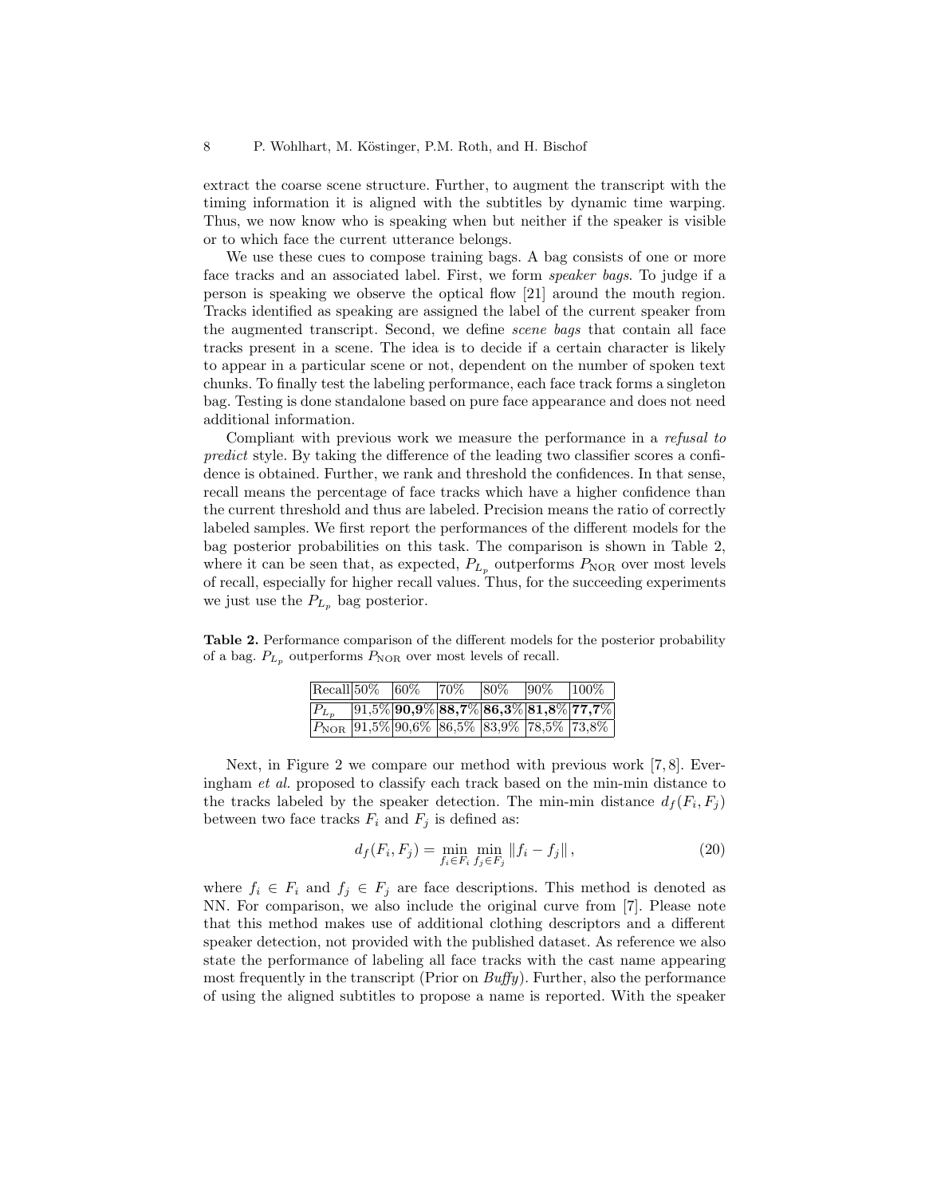extract the coarse scene structure. Further, to augment the transcript with the timing information it is aligned with the subtitles by dynamic time warping. Thus, we now know who is speaking when but neither if the speaker is visible or to which face the current utterance belongs.

We use these cues to compose training bags. A bag consists of one or more face tracks and an associated label. First, we form *speaker bags*. To judge if a person is speaking we observe the optical flow [21] around the mouth region. Tracks identified as speaking are assigned the label of the current speaker from the augmented transcript. Second, we define *scene bags* that contain all face tracks present in a scene. The idea is to decide if a certain character is likely to appear in a particular scene or not, dependent on the number of spoken text chunks. To finally test the labeling performance, each face track forms a singleton bag. Testing is done standalone based on pure face appearance and does not need additional information.

Compliant with previous work we measure the performance in a *refusal to predict* style. By taking the difference of the leading two classifier scores a confidence is obtained. Further, we rank and threshold the confidences. In that sense, recall means the percentage of face tracks which have a higher confidence than the current threshold and thus are labeled. Precision means the ratio of correctly labeled samples. We first report the performances of the different models for the bag posterior probabilities on this task. The comparison is shown in Table 2, where it can be seen that, as expected, $P_{L_p}$ outperforms $P_{\mathrm{NOR}}$ over most levels of recall, especially for higher recall values. Thus, for the succeeding experiments we just use the $P_{L_p}$ bag posterior.

**Table 2.** Performance comparison of the different models for the posterior probability of a bag. $P_{L_p}$ outperforms $P_{\mathrm{NOR}}$ over most levels of recall.

| Recall | 50% | 60% | 70% | 80% | 90% | 100% |
|---|---|---|---|---|---|---|
| $P_{L_p}$ | 91,5% | **90,9%** | **88,7%** | **86,3%** | **81,8%** | **77,7%** |
| $P_{\mathrm{NOR}}$ | 91,5% | 90,6% | 86,5% | 83,9% | 78,5% | 73,8% |

Next, in Figure 2 we compare our method with previous work [7, 8]. Everingham *et al.* proposed to classify each track based on the min-min distance to the tracks labeled by the speaker detection. The min-min distance $d_f(F_i, F_j)$ between two face tracks $F_i$ and $F_j$ is defined as:

$$d_f(F_i, F_j) = \min_{f_i \in F_i} \min_{f_j \in F_j} \|f_i - f_j\|, \tag{20}$$

where $f_i \in F_i$ and $f_j \in F_j$ are face descriptions. This method is denoted as NN. For comparison, we also include the original curve from [7]. Please note that this method makes use of additional clothing descriptors and a different speaker detection, not provided with the published dataset. As reference we also state the performance of labeling all face tracks with the cast name appearing most frequently in the transcript (Prior on *Buffy*). Further, also the performance of using the aligned subtitles to propose a name is reported. With the speaker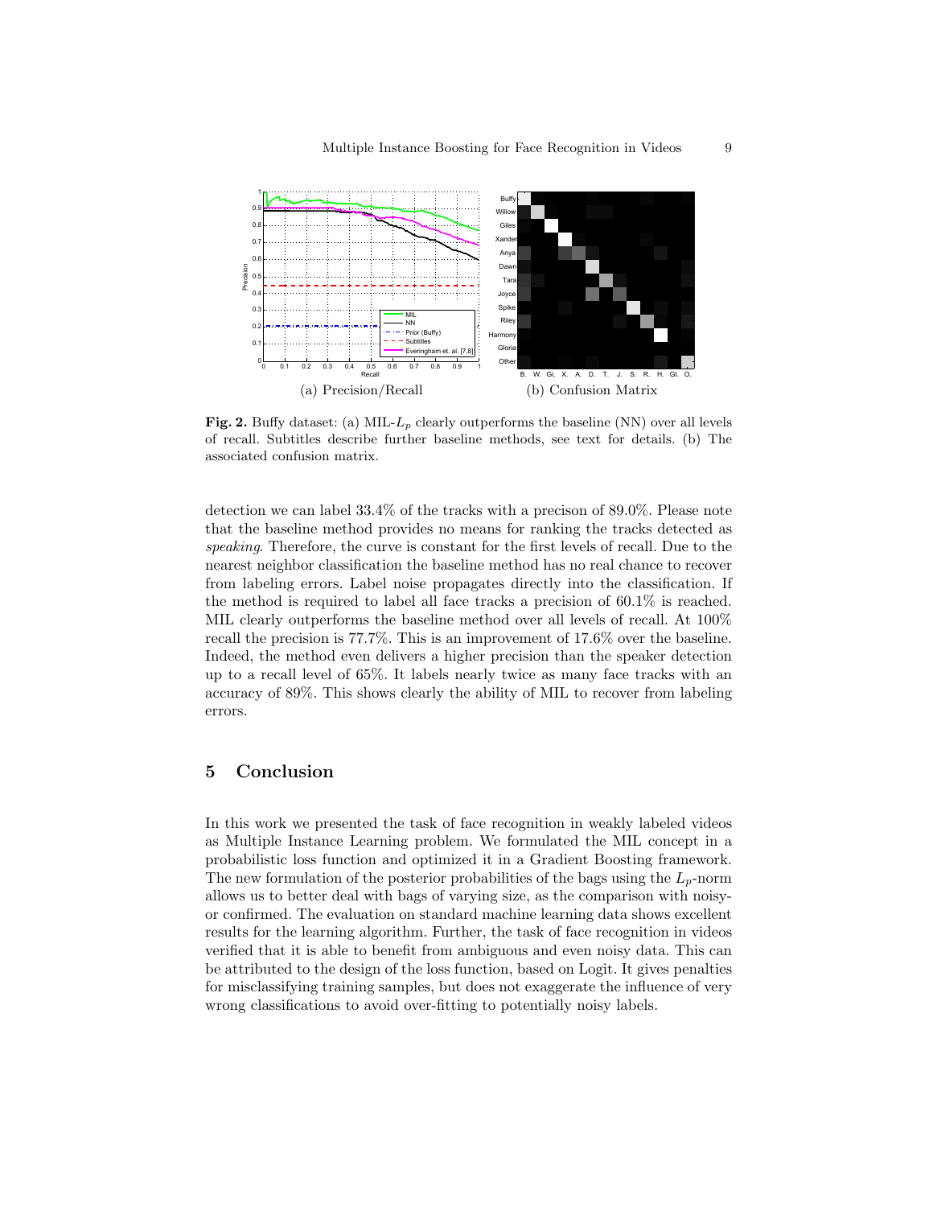(a) Precision/Recall (b) Confusion Matrix

**Fig. 2.** Buffy dataset: (a) MIL-$L_p$ clearly outperforms the baseline (NN) over all levels of recall. Subtitles describe further baseline methods, see text for details. (b) The associated confusion matrix.

detection we can label 33.4% of the tracks with a precison of 89.0%. Please note that the baseline method provides no means for ranking the tracks detected as *speaking*. Therefore, the curve is constant for the first levels of recall. Due to the nearest neighbor classification the baseline method has no real chance to recover from labeling errors. Label noise propagates directly into the classification. If the method is required to label all face tracks a precision of 60.1% is reached. MIL clearly outperforms the baseline method over all levels of recall. At 100% recall the precision is 77.7%. This is an improvement of 17.6% over the baseline. Indeed, the method even delivers a higher precision than the speaker detection up to a recall level of 65%. It labels nearly twice as many face tracks with an accuracy of 89%. This shows clearly the ability of MIL to recover from labeling errors.

## 5 Conclusion

In this work we presented the task of face recognition in weakly labeled videos as Multiple Instance Learning problem. We formulated the MIL concept in a probabilistic loss function and optimized it in a Gradient Boosting framework. The new formulation of the posterior probabilities of the bags using the $L_p$-norm allows us to better deal with bags of varying size, as the comparison with noisy-or confirmed. The evaluation on standard machine learning data shows excellent results for the learning algorithm. Further, the task of face recognition in videos verified that it is able to benefit from ambiguous and even noisy data. This can be attributed to the design of the loss function, based on Logit. It gives penalties for misclassifying training samples, but does not exaggerate the influence of very wrong classifications to avoid over-fitting to potentially noisy labels.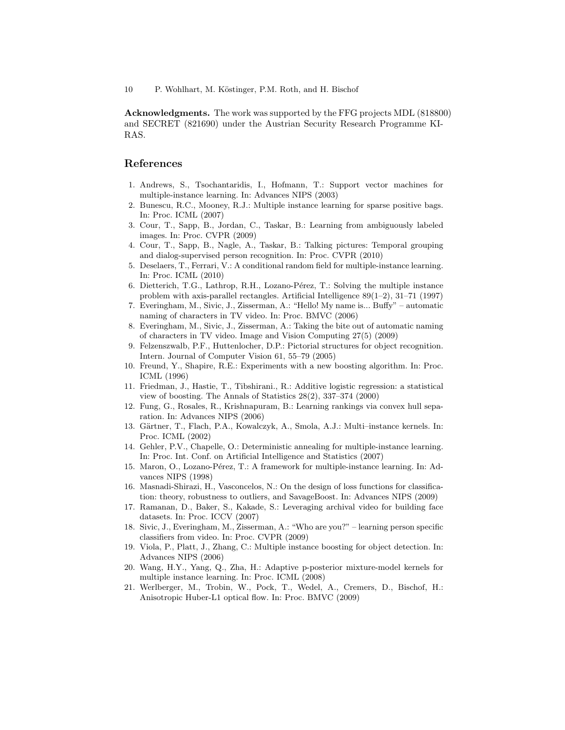**Acknowledgments.** The work was supported by the FFG projects MDL (818800) and SECRET (821690) under the Austrian Security Research Programme KIRAS.

## References

1. Andrews, S., Tsochantaridis, I., Hofmann, T.: Support vector machines for multiple-instance learning. In: Advances NIPS (2003)
2. Bunescu, R.C., Mooney, R.J.: Multiple instance learning for sparse positive bags. In: Proc. ICML (2007)
3. Cour, T., Sapp, B., Jordan, C., Taskar, B.: Learning from ambiguously labeled images. In: Proc. CVPR (2009)
4. Cour, T., Sapp, B., Nagle, A., Taskar, B.: Talking pictures: Temporal grouping and dialog-supervised person recognition. In: Proc. CVPR (2010)
5. Deselaers, T., Ferrari, V.: A conditional random field for multiple-instance learning. In: Proc. ICML (2010)
6. Dietterich, T.G., Lathrop, R.H., Lozano-Pérez, T.: Solving the multiple instance problem with axis-parallel rectangles. Artificial Intelligence 89(1–2), 31–71 (1997)
7. Everingham, M., Sivic, J., Zisserman, A.: "Hello! My name is... Buffy" – automatic naming of characters in TV video. In: Proc. BMVC (2006)
8. Everingham, M., Sivic, J., Zisserman, A.: Taking the bite out of automatic naming of characters in TV video. Image and Vision Computing 27(5) (2009)
9. Felzenszwalb, P.F., Huttenlocher, D.P.: Pictorial structures for object recognition. Intern. Journal of Computer Vision 61, 55–79 (2005)
10. Freund, Y., Shapire, R.E.: Experiments with a new boosting algorithm. In: Proc. ICML (1996)
11. Friedman, J., Hastie, T., Tibshirani., R.: Additive logistic regression: a statistical view of boosting. The Annals of Statistics 28(2), 337–374 (2000)
12. Fung, G., Rosales, R., Krishnapuram, B.: Learning rankings via convex hull separation. In: Advances NIPS (2006)
13. Gärtner, T., Flach, P.A., Kowalczyk, A., Smola, A.J.: Multi–instance kernels. In: Proc. ICML (2002)
14. Gehler, P.V., Chapelle, O.: Deterministic annealing for multiple-instance learning. In: Proc. Int. Conf. on Artificial Intelligence and Statistics (2007)
15. Maron, O., Lozano-Pérez, T.: A framework for multiple-instance learning. In: Advances NIPS (1998)
16. Masnadi-Shirazi, H., Vasconcelos, N.: On the design of loss functions for classification: theory, robustness to outliers, and SavageBoost. In: Advances NIPS (2009)
17. Ramanan, D., Baker, S., Kakade, S.: Leveraging archival video for building face datasets. In: Proc. ICCV (2007)
18. Sivic, J., Everingham, M., Zisserman, A.: "Who are you?" – learning person specific classifiers from video. In: Proc. CVPR (2009)
19. Viola, P., Platt, J., Zhang, C.: Multiple instance boosting for object detection. In: Advances NIPS (2006)
20. Wang, H.Y., Yang, Q., Zha, H.: Adaptive p-posterior mixture-model kernels for multiple instance learning. In: Proc. ICML (2008)
21. Werlberger, M., Trobin, W., Pock, T., Wedel, A., Cremers, D., Bischof, H.: Anisotropic Huber-L1 optical flow. In: Proc. BMVC (2009)